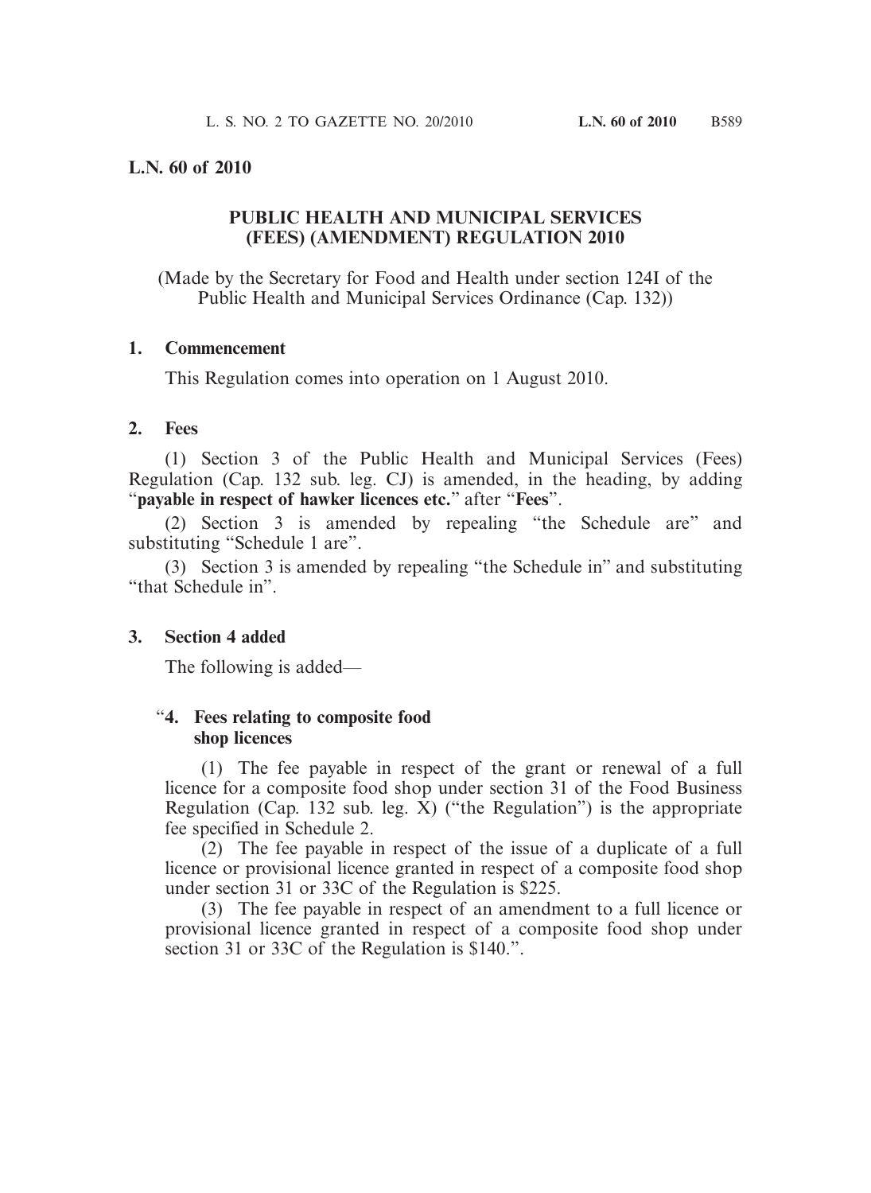**L.N. 60 of 2010**

# PUBLIC HEALTH AND MUNICIPAL SERVICES (FEES) (AMENDMENT) REGULATION 2010

(Made by the Secretary for Food and Health under section 124I of the Public Health and Municipal Services Ordinance (Cap. 132))

## 1. Commencement

This Regulation comes into operation on 1 August 2010.

## 2. Fees

(1) Section 3 of the Public Health and Municipal Services (Fees) Regulation (Cap. 132 sub. leg. CJ) is amended, in the heading, by adding "**payable in respect of hawker licences etc.**" after "**Fees**".

(2) Section 3 is amended by repealing "the Schedule are" and substituting "Schedule 1 are".

(3) Section 3 is amended by repealing "the Schedule in" and substituting "that Schedule in".

## 3. Section 4 added

The following is added—

"**4. Fees relating to composite food shop licences**

(1) The fee payable in respect of the grant or renewal of a full licence for a composite food shop under section 31 of the Food Business Regulation (Cap. 132 sub. leg. X) ("the Regulation") is the appropriate fee specified in Schedule 2.

(2) The fee payable in respect of the issue of a duplicate of a full licence or provisional licence granted in respect of a composite food shop under section 31 or 33C of the Regulation is $225.

(3) The fee payable in respect of an amendment to a full licence or provisional licence granted in respect of a composite food shop under section 31 or 33C of the Regulation is $140.".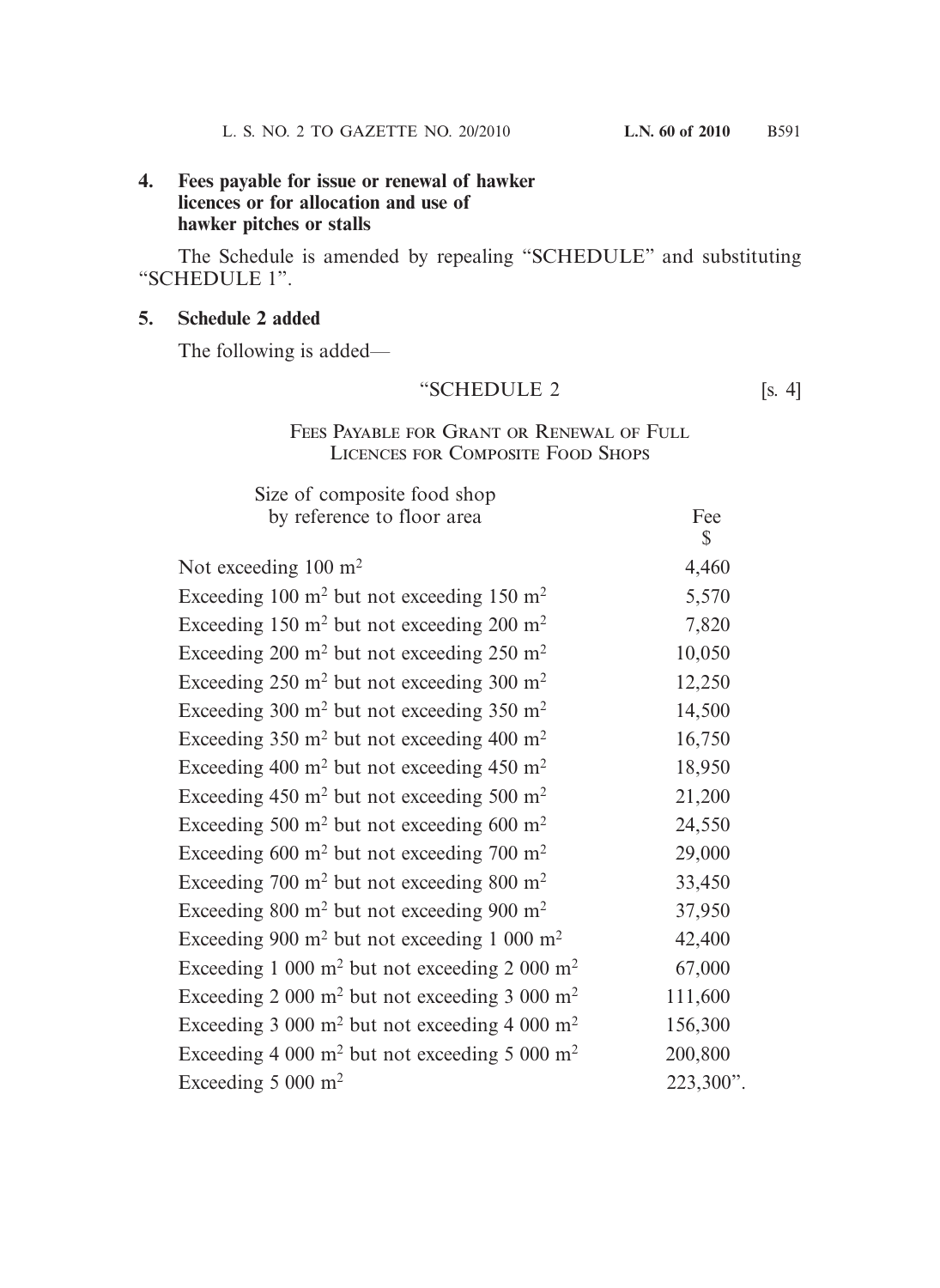**4. Fees payable for issue or renewal of hawker licences or for allocation and use of hawker pitches or stalls**

The Schedule is amended by repealing "SCHEDULE" and substituting "SCHEDULE 1".

**5. Schedule 2 added**

The following is added—

"SCHEDULE 2 [s. 4]

FEES PAYABLE FOR GRANT OR RENEWAL OF FULL LICENCES FOR COMPOSITE FOOD SHOPS

| Size of composite food shop by reference to floor area | Fee $ |
|---|---|
| Not exceeding 100 $m^2$ | 4,460 |
| Exceeding 100 $m^2$ but not exceeding 150 $m^2$ | 5,570 |
| Exceeding 150 $m^2$ but not exceeding 200 $m^2$ | 7,820 |
| Exceeding 200 $m^2$ but not exceeding 250 $m^2$ | 10,050 |
| Exceeding 250 $m^2$ but not exceeding 300 $m^2$ | 12,250 |
| Exceeding 300 $m^2$ but not exceeding 350 $m^2$ | 14,500 |
| Exceeding 350 $m^2$ but not exceeding 400 $m^2$ | 16,750 |
| Exceeding 400 $m^2$ but not exceeding 450 $m^2$ | 18,950 |
| Exceeding 450 $m^2$ but not exceeding 500 $m^2$ | 21,200 |
| Exceeding 500 $m^2$ but not exceeding 600 $m^2$ | 24,550 |
| Exceeding 600 $m^2$ but not exceeding 700 $m^2$ | 29,000 |
| Exceeding 700 $m^2$ but not exceeding 800 $m^2$ | 33,450 |
| Exceeding 800 $m^2$ but not exceeding 900 $m^2$ | 37,950 |
| Exceeding 900 $m^2$ but not exceeding 1 000 $m^2$ | 42,400 |
| Exceeding 1 000 $m^2$ but not exceeding 2 000 $m^2$ | 67,000 |
| Exceeding 2 000 $m^2$ but not exceeding 3 000 $m^2$ | 111,600 |
| Exceeding 3 000 $m^2$ but not exceeding 4 000 $m^2$ | 156,300 |
| Exceeding 4 000 $m^2$ but not exceeding 5 000 $m^2$ | 200,800 |
| Exceeding 5 000 $m^2$ | 223,300". |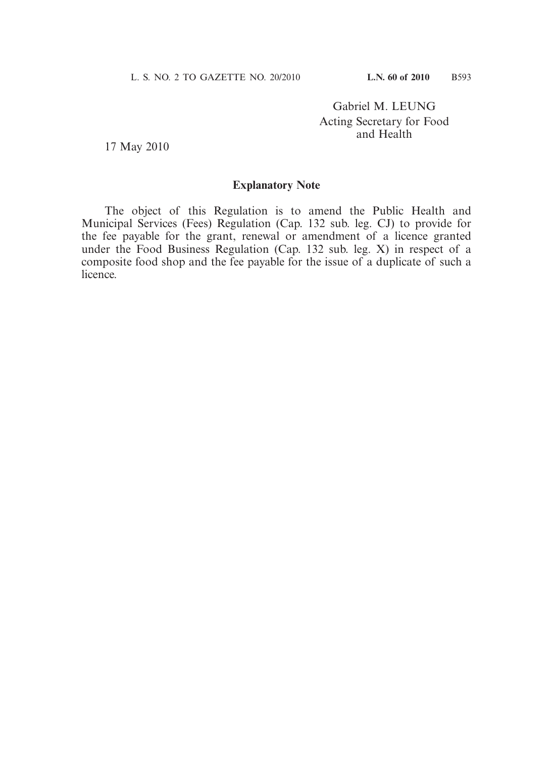Gabriel M. LEUNG
Acting Secretary for Food and Health

17 May 2010

## Explanatory Note

The object of this Regulation is to amend the Public Health and Municipal Services (Fees) Regulation (Cap. 132 sub. leg. CJ) to provide for the fee payable for the grant, renewal or amendment of a licence granted under the Food Business Regulation (Cap. 132 sub. leg. X) in respect of a composite food shop and the fee payable for the issue of a duplicate of such a licence.